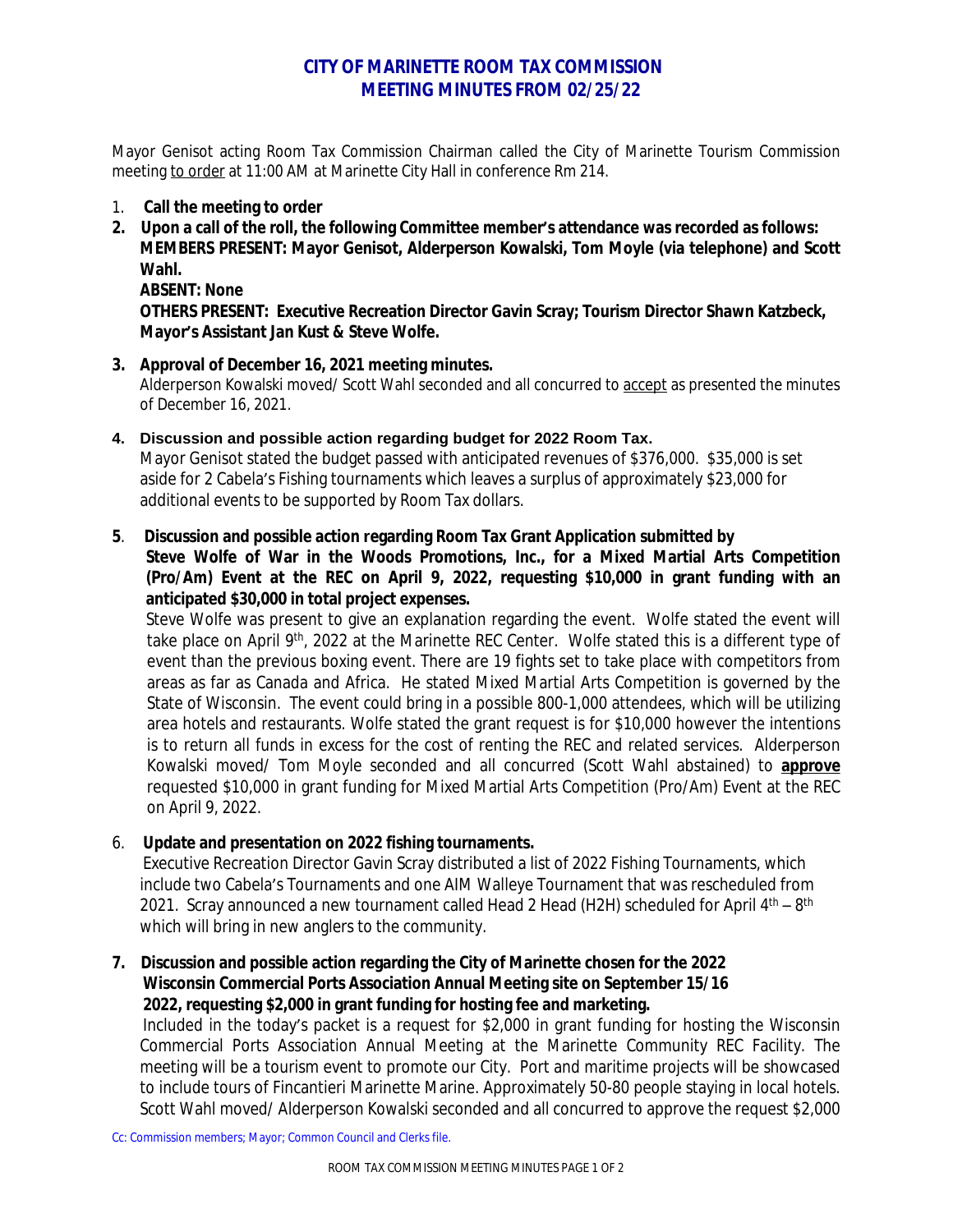# CITY OF MARINETTE ROOM TAX COMMISSION
## MEETING MINUTES FROM 02/25/22

Mayor Genisot acting Room Tax Commission Chairman called the City of Marinette Tourism Commission meeting to order at 11:00 AM at Marinette City Hall in conference Rm 214.

1. **Call the meeting to order**
2. **Upon a call of the roll, the following Committee member's attendance was recorded as follows: MEMBERS PRESENT: Mayor Genisot, Alderperson Kowalski, Tom Moyle (via telephone) and Scott Wahl.**
   **ABSENT: None**
   **OTHERS PRESENT: Executive Recreation Director Gavin Scray; Tourism Director Shawn Katzbeck, Mayor's Assistant Jan Kust & Steve Wolfe.**
3. **Approval of December 16, 2021 meeting minutes.**
   Alderperson Kowalski moved/ Scott Wahl seconded and all concurred to accept as presented the minutes of December 16, 2021.
4. **Discussion and possible action regarding budget for 2022 Room Tax.**
   Mayor Genisot stated the budget passed with anticipated revenues of $376,000. $35,000 is set aside for 2 Cabela's Fishing tournaments which leaves a surplus of approximately $23,000 for additional events to be supported by Room Tax dollars.
5. **Discussion and possible action regarding Room Tax Grant Application submitted by Steve Wolfe of War in the Woods Promotions, Inc., for a Mixed Martial Arts Competition (Pro/Am) Event at the REC on April 9, 2022, requesting $10,000 in grant funding with an anticipated $30,000 in total project expenses.**
   Steve Wolfe was present to give an explanation regarding the event. Wolfe stated the event will take place on April 9th, 2022 at the Marinette REC Center. Wolfe stated this is a different type of event than the previous boxing event. There are 19 fights set to take place with competitors from areas as far as Canada and Africa. He stated Mixed Martial Arts Competition is governed by the State of Wisconsin. The event could bring in a possible 800-1,000 attendees, which will be utilizing area hotels and restaurants. Wolfe stated the grant request is for $10,000 however the intentions is to return all funds in excess for the cost of renting the REC and related services. Alderperson Kowalski moved/ Tom Moyle seconded and all concurred (Scott Wahl abstained) to **approve** requested $10,000 in grant funding for Mixed Martial Arts Competition (Pro/Am) Event at the REC on April 9, 2022.
6. **Update and presentation on 2022 fishing tournaments.**
   Executive Recreation Director Gavin Scray distributed a list of 2022 Fishing Tournaments, which include two Cabela's Tournaments and one AIM Walleye Tournament that was rescheduled from 2021. Scray announced a new tournament called Head 2 Head (H2H) scheduled for April 4th – 8th which will bring in new anglers to the community.
7. **Discussion and possible action regarding the City of Marinette chosen for the 2022 Wisconsin Commercial Ports Association Annual Meeting site on September 15/16 2022, requesting $2,000 in grant funding for hosting fee and marketing.**
   Included in the today's packet is a request for $2,000 in grant funding for hosting the Wisconsin Commercial Ports Association Annual Meeting at the Marinette Community REC Facility. The meeting will be a tourism event to promote our City. Port and maritime projects will be showcased to include tours of Fincantieri Marinette Marine. Approximately 50-80 people staying in local hotels. Scott Wahl moved/ Alderperson Kowalski seconded and all concurred to approve the request $2,000

Cc: Commission members; Mayor; Common Council and Clerks file.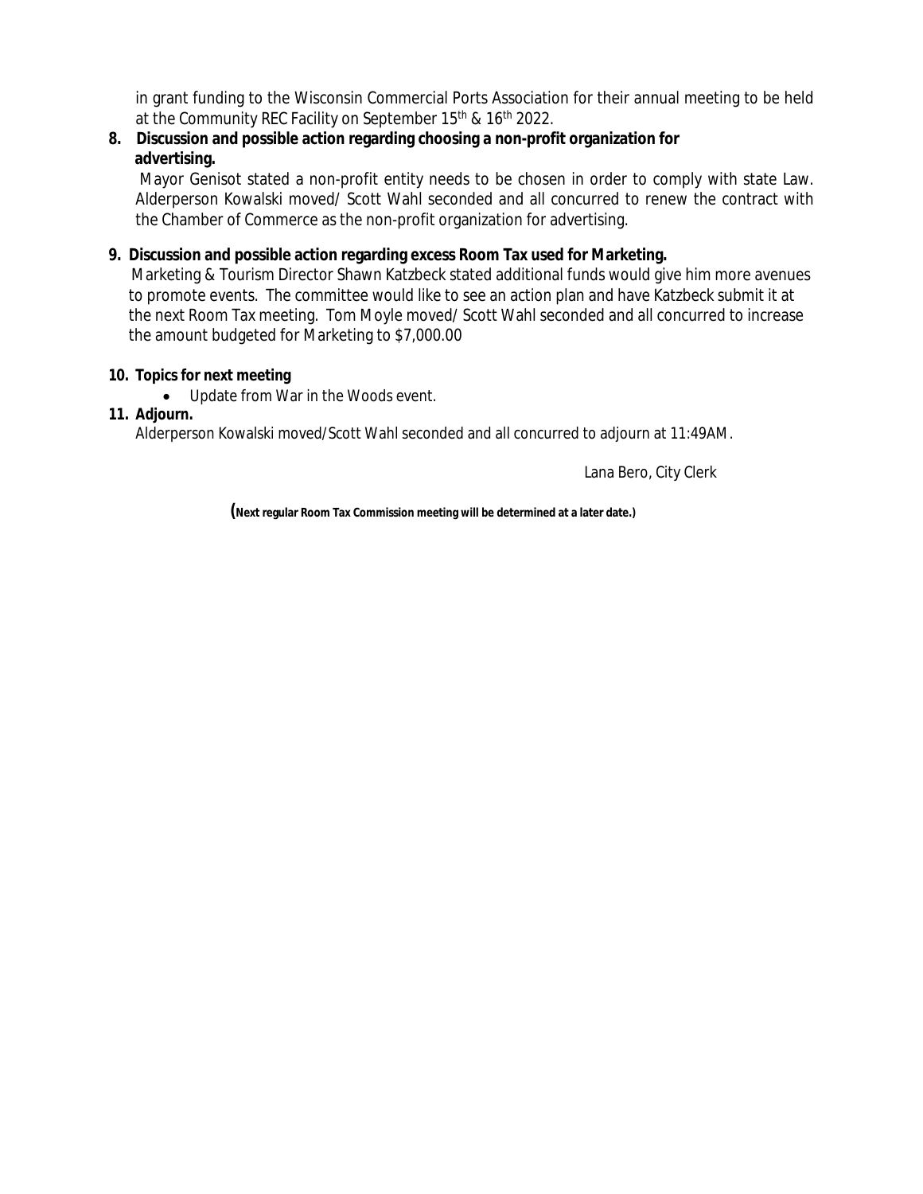in grant funding to the Wisconsin Commercial Ports Association for their annual meeting to be held at the Community REC Facility on September 15th & 16th 2022.

**8. Discussion and possible action regarding choosing a non-profit organization for advertising.**

Mayor Genisot stated a non-profit entity needs to be chosen in order to comply with state Law. Alderperson Kowalski moved/ Scott Wahl seconded and all concurred to renew the contract with the Chamber of Commerce as the non-profit organization for advertising.

**9. Discussion and possible action regarding excess Room Tax used for Marketing.**

Marketing & Tourism Director Shawn Katzbeck stated additional funds would give him more avenues to promote events. The committee would like to see an action plan and have Katzbeck submit it at the next Room Tax meeting. Tom Moyle moved/ Scott Wahl seconded and all concurred to increase the amount budgeted for Marketing to $7,000.00

**10. Topics for next meeting**

- Update from War in the Woods event.

**11. Adjourn.**

Alderperson Kowalski moved/Scott Wahl seconded and all concurred to adjourn at 11:49AM.

Lana Bero, City Clerk

**(Next regular Room Tax Commission meeting will be determined at a later date.)**